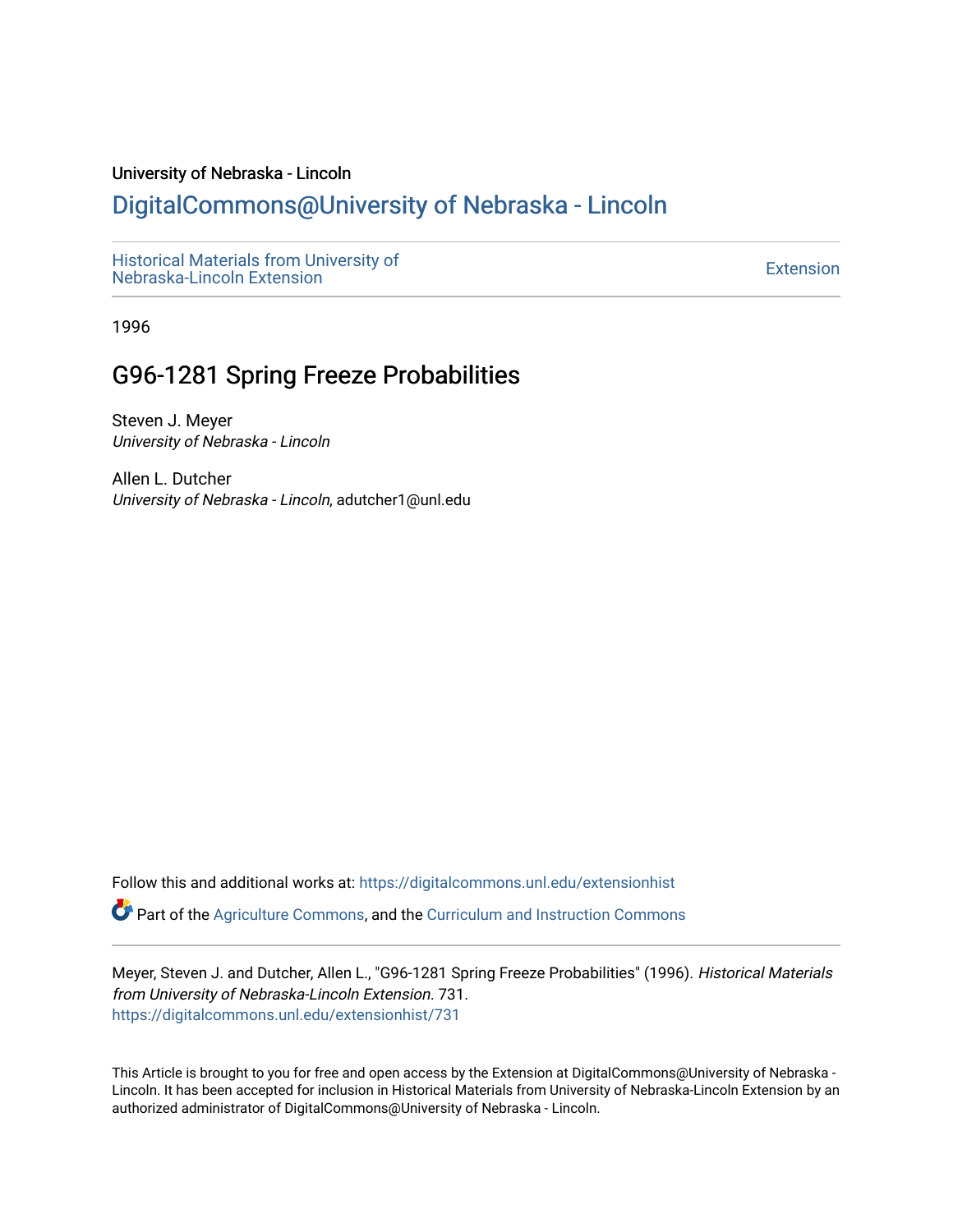University of Nebraska - Lincoln

# DigitalCommons@University of Nebraska - Lincoln

Historical Materials from University of Nebraska-Lincoln Extension

Extension

1996

## G96-1281 Spring Freeze Probabilities

Steven J. Meyer
*University of Nebraska - Lincoln*

Allen L. Dutcher
*University of Nebraska - Lincoln*, adutcher1@unl.edu

Follow this and additional works at: https://digitalcommons.unl.edu/extensionhist

Part of the Agriculture Commons, and the Curriculum and Instruction Commons

Meyer, Steven J. and Dutcher, Allen L., "G96-1281 Spring Freeze Probabilities" (1996). *Historical Materials from University of Nebraska-Lincoln Extension*. 731.
https://digitalcommons.unl.edu/extensionhist/731

This Article is brought to you for free and open access by the Extension at DigitalCommons@University of Nebraska - Lincoln. It has been accepted for inclusion in Historical Materials from University of Nebraska-Lincoln Extension by an authorized administrator of DigitalCommons@University of Nebraska - Lincoln.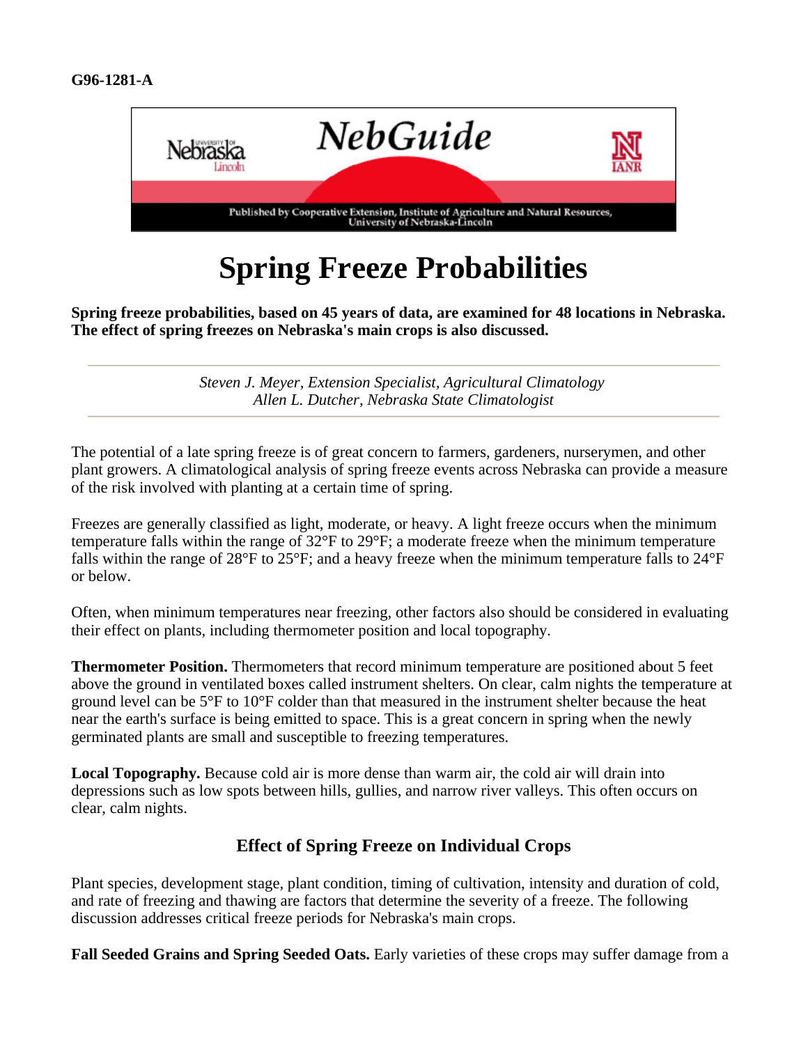G96-1281-A

# Spring Freeze Probabilities

**Spring freeze probabilities, based on 45 years of data, are examined for 48 locations in Nebraska. The effect of spring freezes on Nebraska's main crops is also discussed.**

*Steven J. Meyer, Extension Specialist, Agricultural Climatology*
*Allen L. Dutcher, Nebraska State Climatologist*

The potential of a late spring freeze is of great concern to farmers, gardeners, nurserymen, and other plant growers. A climatological analysis of spring freeze events across Nebraska can provide a measure of the risk involved with planting at a certain time of spring.

Freezes are generally classified as light, moderate, or heavy. A light freeze occurs when the minimum temperature falls within the range of 32°F to 29°F; a moderate freeze when the minimum temperature falls within the range of 28°F to 25°F; and a heavy freeze when the minimum temperature falls to 24°F or below.

Often, when minimum temperatures near freezing, other factors also should be considered in evaluating their effect on plants, including thermometer position and local topography.

**Thermometer Position.** Thermometers that record minimum temperature are positioned about 5 feet above the ground in ventilated boxes called instrument shelters. On clear, calm nights the temperature at ground level can be 5°F to 10°F colder than that measured in the instrument shelter because the heat near the earth's surface is being emitted to space. This is a great concern in spring when the newly germinated plants are small and susceptible to freezing temperatures.

**Local Topography.** Because cold air is more dense than warm air, the cold air will drain into depressions such as low spots between hills, gullies, and narrow river valleys. This often occurs on clear, calm nights.

## Effect of Spring Freeze on Individual Crops

Plant species, development stage, plant condition, timing of cultivation, intensity and duration of cold, and rate of freezing and thawing are factors that determine the severity of a freeze. The following discussion addresses critical freeze periods for Nebraska's main crops.

**Fall Seeded Grains and Spring Seeded Oats.** Early varieties of these crops may suffer damage from a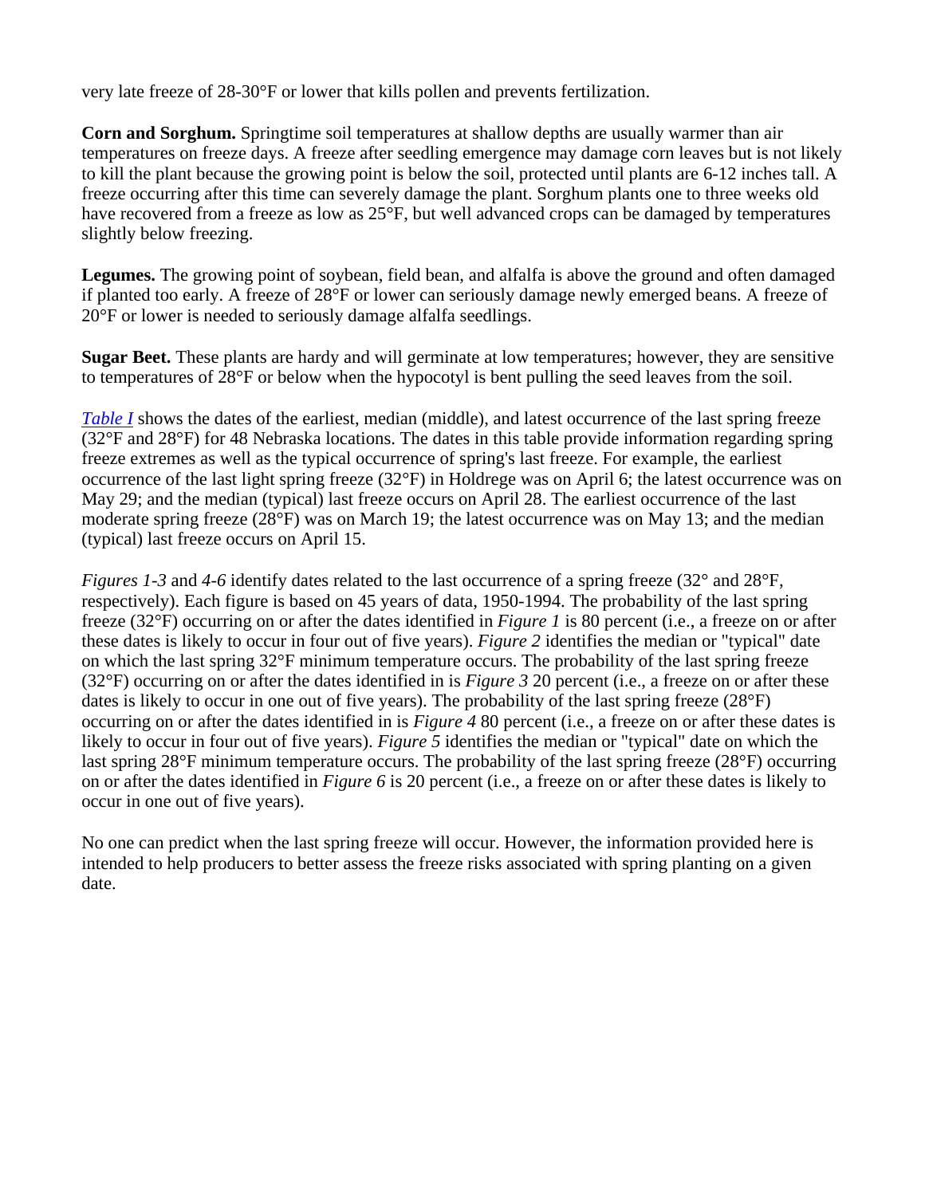very late freeze of 28-30°F or lower that kills pollen and prevents fertilization.

**Corn and Sorghum.** Springtime soil temperatures at shallow depths are usually warmer than air temperatures on freeze days. A freeze after seedling emergence may damage corn leaves but is not likely to kill the plant because the growing point is below the soil, protected until plants are 6-12 inches tall. A freeze occurring after this time can severely damage the plant. Sorghum plants one to three weeks old have recovered from a freeze as low as 25°F, but well advanced crops can be damaged by temperatures slightly below freezing.

**Legumes.** The growing point of soybean, field bean, and alfalfa is above the ground and often damaged if planted too early. A freeze of 28°F or lower can seriously damage newly emerged beans. A freeze of 20°F or lower is needed to seriously damage alfalfa seedlings.

**Sugar Beet.** These plants are hardy and will germinate at low temperatures; however, they are sensitive to temperatures of 28°F or below when the hypocotyl is bent pulling the seed leaves from the soil.

*Table I* shows the dates of the earliest, median (middle), and latest occurrence of the last spring freeze (32°F and 28°F) for 48 Nebraska locations. The dates in this table provide information regarding spring freeze extremes as well as the typical occurrence of spring's last freeze. For example, the earliest occurrence of the last light spring freeze (32°F) in Holdrege was on April 6; the latest occurrence was on May 29; and the median (typical) last freeze occurs on April 28. The earliest occurrence of the last moderate spring freeze (28°F) was on March 19; the latest occurrence was on May 13; and the median (typical) last freeze occurs on April 15.

*Figures 1-3* and *4-6* identify dates related to the last occurrence of a spring freeze (32° and 28°F, respectively). Each figure is based on 45 years of data, 1950-1994. The probability of the last spring freeze (32°F) occurring on or after the dates identified in *Figure 1* is 80 percent (i.e., a freeze on or after these dates is likely to occur in four out of five years). *Figure 2* identifies the median or "typical" date on which the last spring 32°F minimum temperature occurs. The probability of the last spring freeze (32°F) occurring on or after the dates identified in is *Figure 3* 20 percent (i.e., a freeze on or after these dates is likely to occur in one out of five years). The probability of the last spring freeze (28°F) occurring on or after the dates identified in is *Figure 4* 80 percent (i.e., a freeze on or after these dates is likely to occur in four out of five years). *Figure 5* identifies the median or "typical" date on which the last spring 28°F minimum temperature occurs. The probability of the last spring freeze (28°F) occurring on or after the dates identified in *Figure 6* is 20 percent (i.e., a freeze on or after these dates is likely to occur in one out of five years).

No one can predict when the last spring freeze will occur. However, the information provided here is intended to help producers to better assess the freeze risks associated with spring planting on a given date.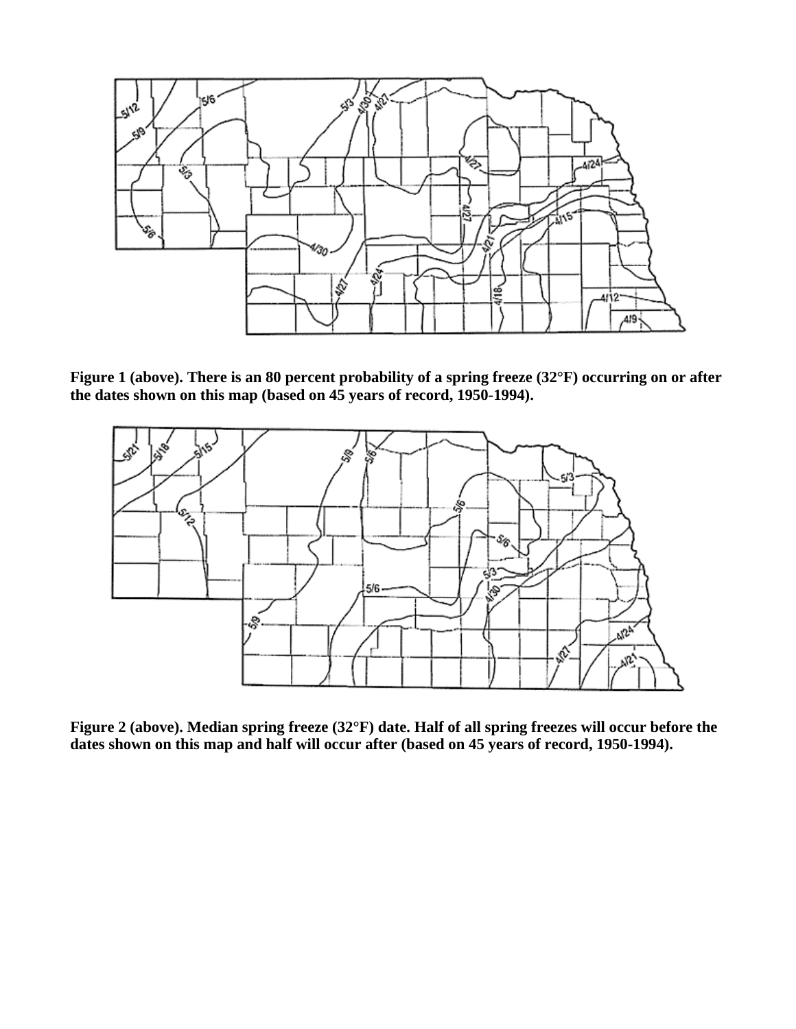**Figure 1 (above). There is an 80 percent probability of a spring freeze (32°F) occurring on or after the dates shown on this map (based on 45 years of record, 1950-1994).**

**Figure 2 (above). Median spring freeze (32°F) date. Half of all spring freezes will occur before the dates shown on this map and half will occur after (based on 45 years of record, 1950-1994).**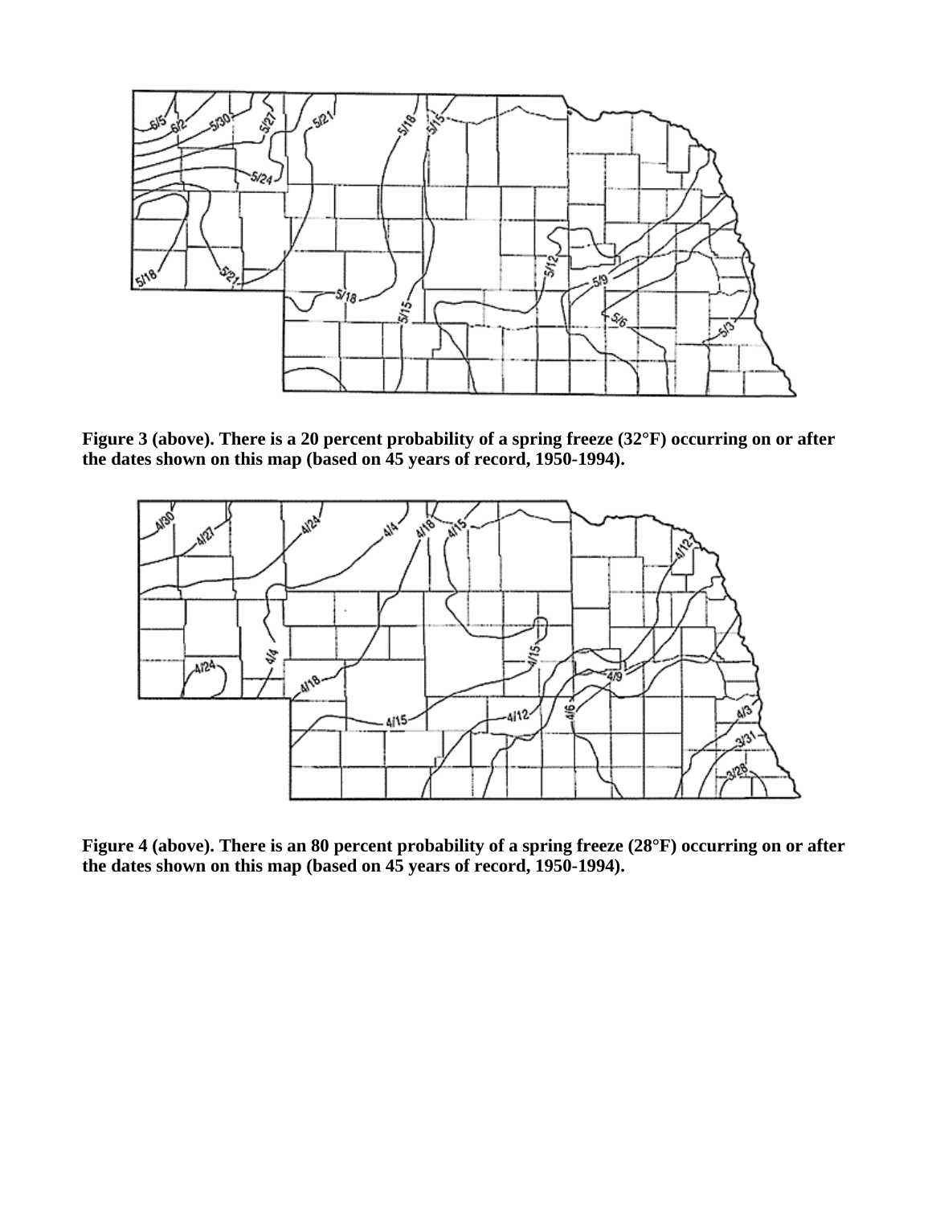**Figure 3 (above). There is a 20 percent probability of a spring freeze (32°F) occurring on or after the dates shown on this map (based on 45 years of record, 1950-1994).**

**Figure 4 (above). There is an 80 percent probability of a spring freeze (28°F) occurring on or after the dates shown on this map (based on 45 years of record, 1950-1994).**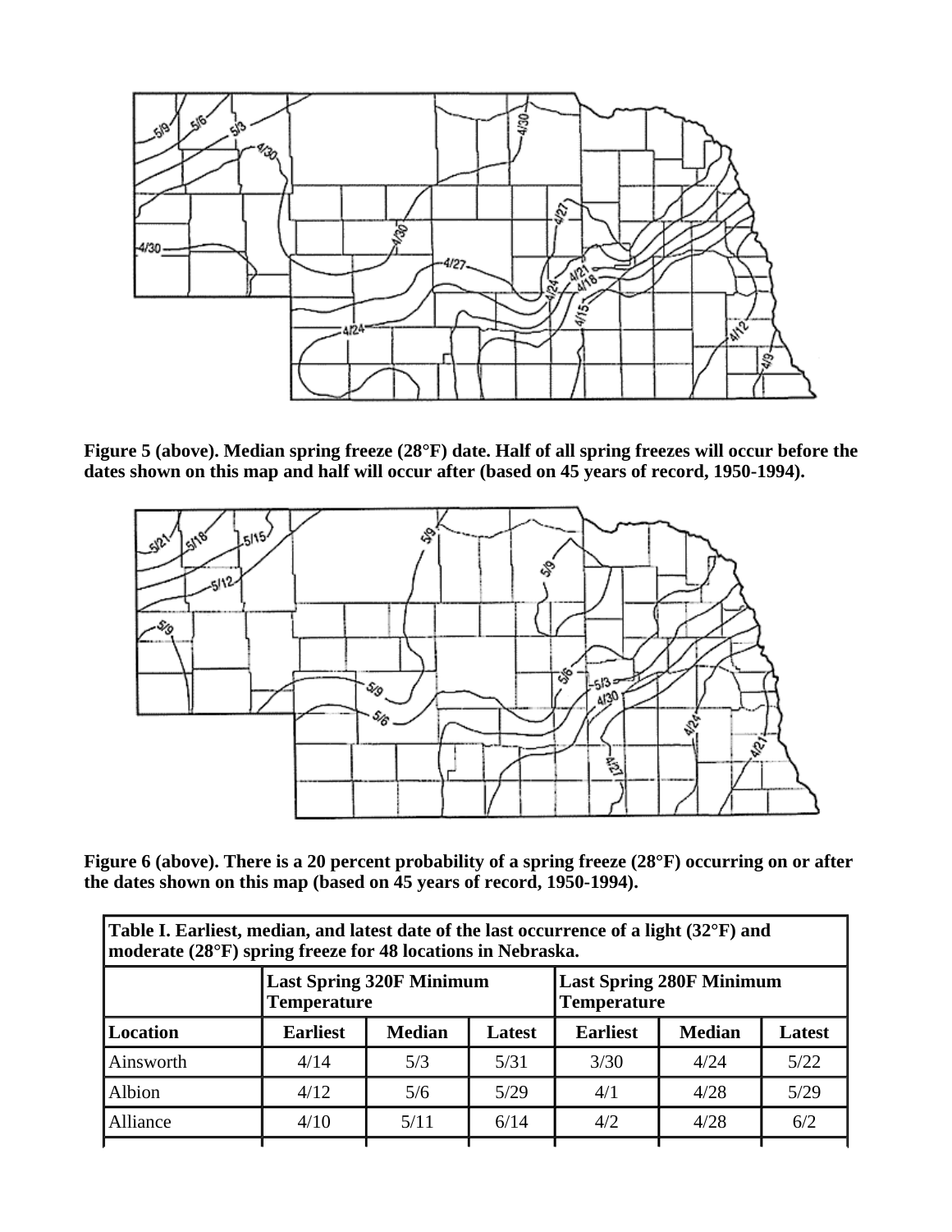**Figure 5 (above). Median spring freeze (28°F) date. Half of all spring freezes will occur before the dates shown on this map and half will occur after (based on 45 years of record, 1950-1994).**

**Figure 6 (above). There is a 20 percent probability of a spring freeze (28°F) occurring on or after the dates shown on this map (based on 45 years of record, 1950-1994).**

| **Table I. Earliest, median, and latest date of the last occurrence of a light (32°F) and moderate (28°F) spring freeze for 48 locations in Nebraska.** | | | | | | |
|---|---|---|---|---|---|---|
| | **Last Spring 320F Minimum Temperature** | | | **Last Spring 280F Minimum Temperature** | | |
| **Location** | **Earliest** | **Median** | **Latest** | **Earliest** | **Median** | **Latest** |
| Ainsworth | 4/14 | 5/3 | 5/31 | 3/30 | 4/24 | 5/22 |
| Albion | 4/12 | 5/6 | 5/29 | 4/1 | 4/28 | 5/29 |
| Alliance | 4/10 | 5/11 | 6/14 | 4/2 | 4/28 | 6/2 |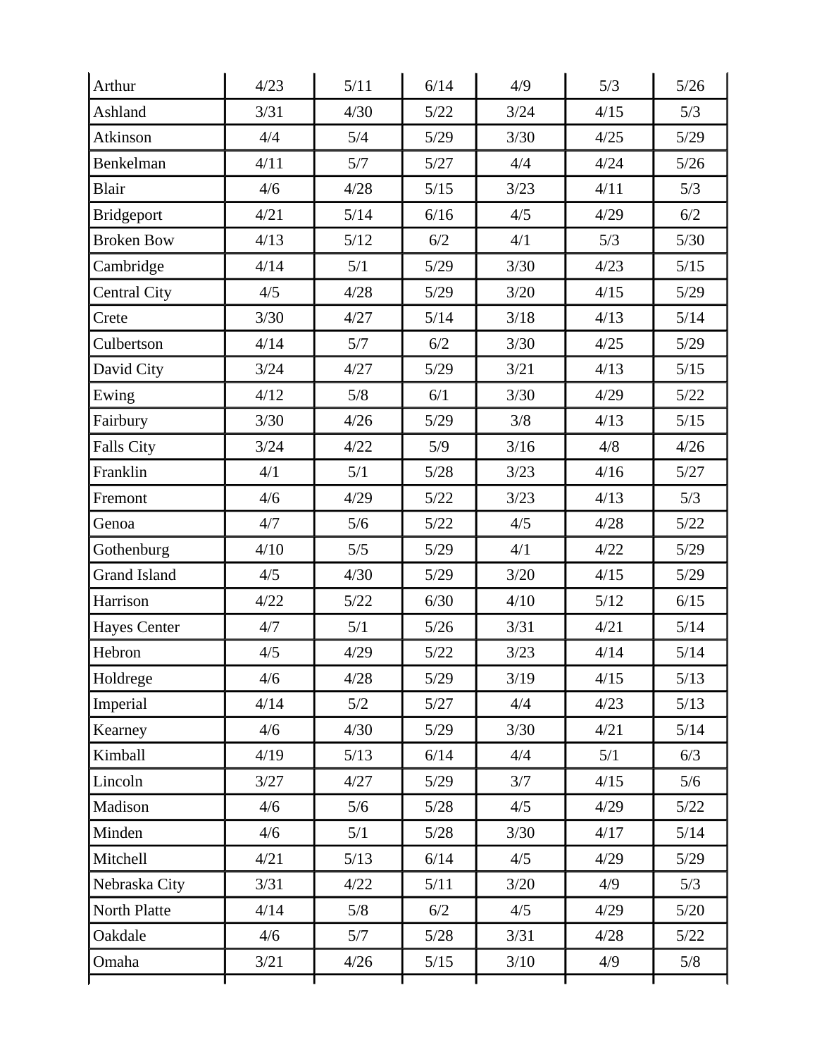|  |  |  |  |  |  |  |
|---|---|---|---|---|---|---|
| Arthur | 4/23 | 5/11 | 6/14 | 4/9 | 5/3 | 5/26 |
| Ashland | 3/31 | 4/30 | 5/22 | 3/24 | 4/15 | 5/3 |
| Atkinson | 4/4 | 5/4 | 5/29 | 3/30 | 4/25 | 5/29 |
| Benkelman | 4/11 | 5/7 | 5/27 | 4/4 | 4/24 | 5/26 |
| Blair | 4/6 | 4/28 | 5/15 | 3/23 | 4/11 | 5/3 |
| Bridgeport | 4/21 | 5/14 | 6/16 | 4/5 | 4/29 | 6/2 |
| Broken Bow | 4/13 | 5/12 | 6/2 | 4/1 | 5/3 | 5/30 |
| Cambridge | 4/14 | 5/1 | 5/29 | 3/30 | 4/23 | 5/15 |
| Central City | 4/5 | 4/28 | 5/29 | 3/20 | 4/15 | 5/29 |
| Crete | 3/30 | 4/27 | 5/14 | 3/18 | 4/13 | 5/14 |
| Culbertson | 4/14 | 5/7 | 6/2 | 3/30 | 4/25 | 5/29 |
| David City | 3/24 | 4/27 | 5/29 | 3/21 | 4/13 | 5/15 |
| Ewing | 4/12 | 5/8 | 6/1 | 3/30 | 4/29 | 5/22 |
| Fairbury | 3/30 | 4/26 | 5/29 | 3/8 | 4/13 | 5/15 |
| Falls City | 3/24 | 4/22 | 5/9 | 3/16 | 4/8 | 4/26 |
| Franklin | 4/1 | 5/1 | 5/28 | 3/23 | 4/16 | 5/27 |
| Fremont | 4/6 | 4/29 | 5/22 | 3/23 | 4/13 | 5/3 |
| Genoa | 4/7 | 5/6 | 5/22 | 4/5 | 4/28 | 5/22 |
| Gothenburg | 4/10 | 5/5 | 5/29 | 4/1 | 4/22 | 5/29 |
| Grand Island | 4/5 | 4/30 | 5/29 | 3/20 | 4/15 | 5/29 |
| Harrison | 4/22 | 5/22 | 6/30 | 4/10 | 5/12 | 6/15 |
| Hayes Center | 4/7 | 5/1 | 5/26 | 3/31 | 4/21 | 5/14 |
| Hebron | 4/5 | 4/29 | 5/22 | 3/23 | 4/14 | 5/14 |
| Holdrege | 4/6 | 4/28 | 5/29 | 3/19 | 4/15 | 5/13 |
| Imperial | 4/14 | 5/2 | 5/27 | 4/4 | 4/23 | 5/13 |
| Kearney | 4/6 | 4/30 | 5/29 | 3/30 | 4/21 | 5/14 |
| Kimball | 4/19 | 5/13 | 6/14 | 4/4 | 5/1 | 6/3 |
| Lincoln | 3/27 | 4/27 | 5/29 | 3/7 | 4/15 | 5/6 |
| Madison | 4/6 | 5/6 | 5/28 | 4/5 | 4/29 | 5/22 |
| Minden | 4/6 | 5/1 | 5/28 | 3/30 | 4/17 | 5/14 |
| Mitchell | 4/21 | 5/13 | 6/14 | 4/5 | 4/29 | 5/29 |
| Nebraska City | 3/31 | 4/22 | 5/11 | 3/20 | 4/9 | 5/3 |
| North Platte | 4/14 | 5/8 | 6/2 | 4/5 | 4/29 | 5/20 |
| Oakdale | 4/6 | 5/7 | 5/28 | 3/31 | 4/28 | 5/22 |
| Omaha | 3/21 | 4/26 | 5/15 | 3/10 | 4/9 | 5/8 |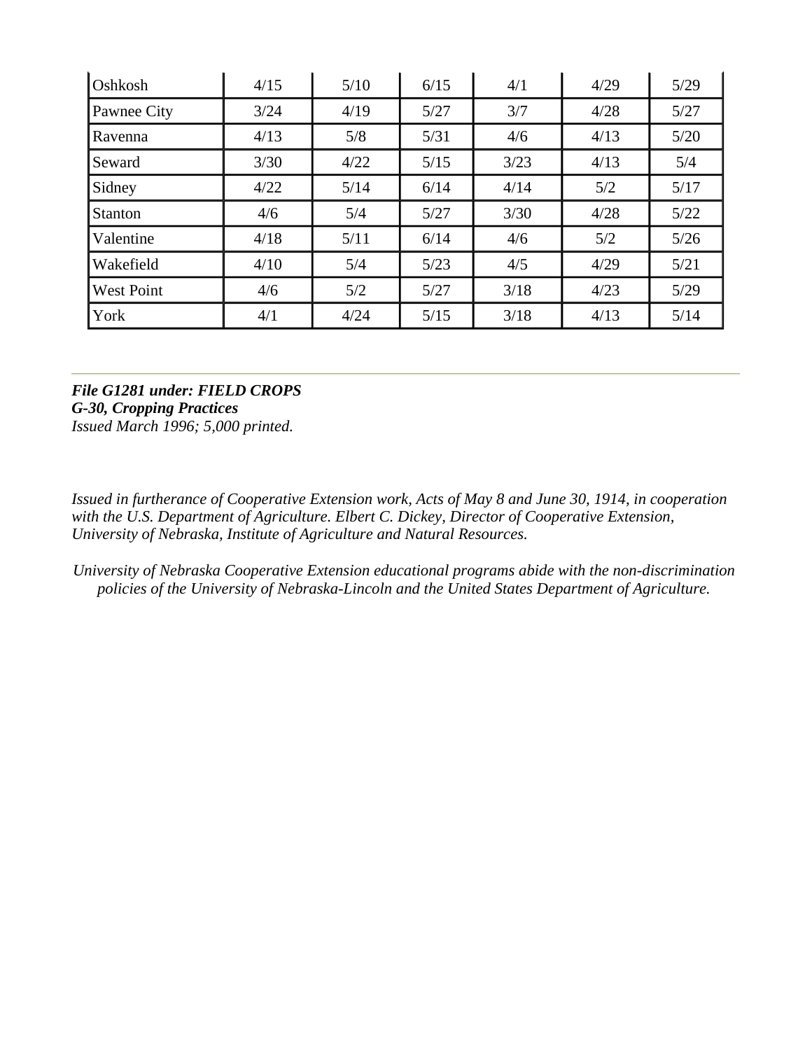| | | | | | | |
|---|---|---|---|---|---|---|
| Oshkosh | 4/15 | 5/10 | 6/15 | 4/1 | 4/29 | 5/29 |
| Pawnee City | 3/24 | 4/19 | 5/27 | 3/7 | 4/28 | 5/27 |
| Ravenna | 4/13 | 5/8 | 5/31 | 4/6 | 4/13 | 5/20 |
| Seward | 3/30 | 4/22 | 5/15 | 3/23 | 4/13 | 5/4 |
| Sidney | 4/22 | 5/14 | 6/14 | 4/14 | 5/2 | 5/17 |
| Stanton | 4/6 | 5/4 | 5/27 | 3/30 | 4/28 | 5/22 |
| Valentine | 4/18 | 5/11 | 6/14 | 4/6 | 5/2 | 5/26 |
| Wakefield | 4/10 | 5/4 | 5/23 | 4/5 | 4/29 | 5/21 |
| West Point | 4/6 | 5/2 | 5/27 | 3/18 | 4/23 | 5/29 |
| York | 4/1 | 4/24 | 5/15 | 3/18 | 4/13 | 5/14 |

---

***File G1281 under: FIELD CROPS***
***G-30, Cropping Practices***
*Issued March 1996; 5,000 printed.*

*Issued in furtherance of Cooperative Extension work, Acts of May 8 and June 30, 1914, in cooperation with the U.S. Department of Agriculture. Elbert C. Dickey, Director of Cooperative Extension, University of Nebraska, Institute of Agriculture and Natural Resources.*

*University of Nebraska Cooperative Extension educational programs abide with the non-discrimination policies of the University of Nebraska-Lincoln and the United States Department of Agriculture.*